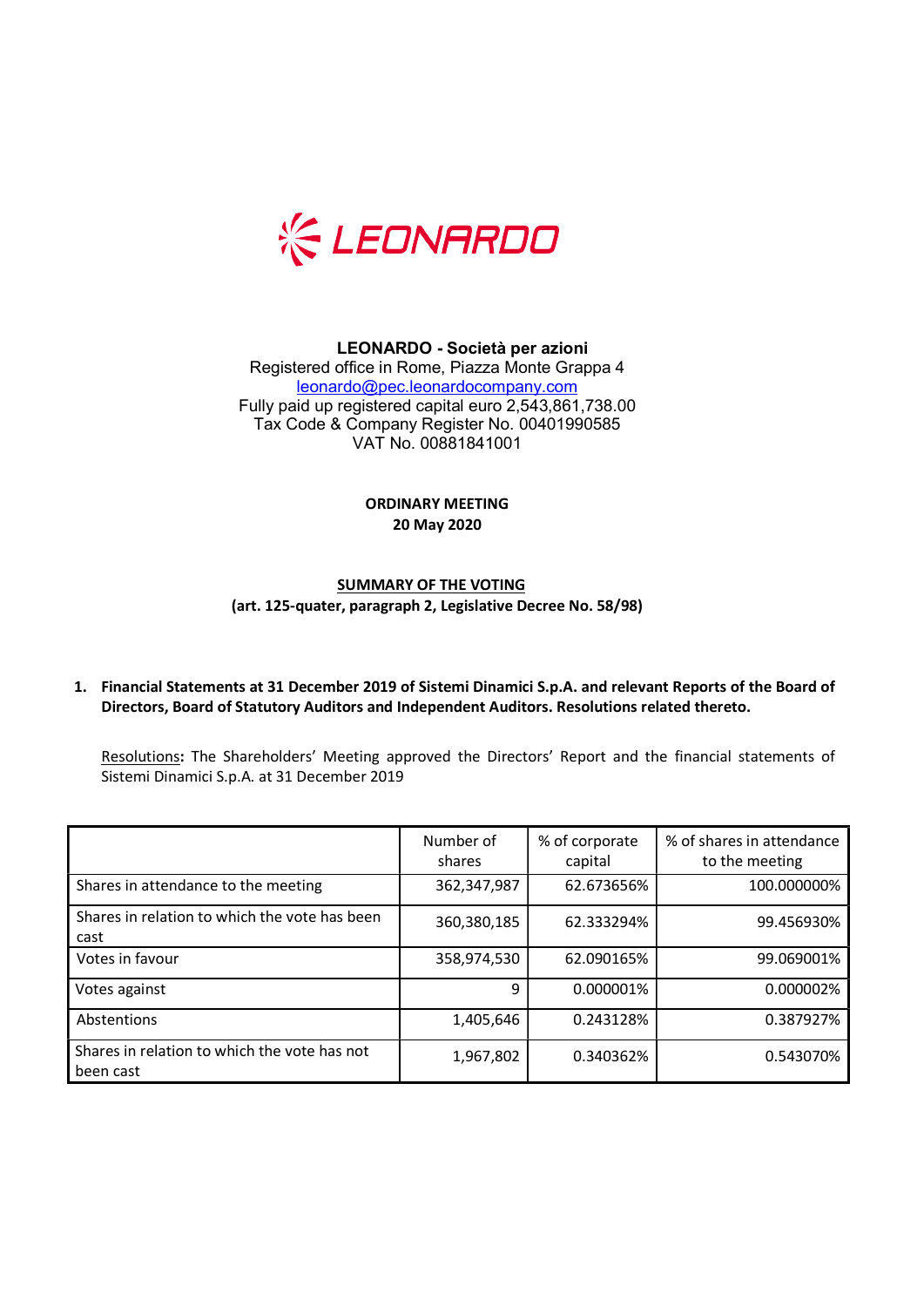**LEONARDO - Società per azioni**
Registered office in Rome, Piazza Monte Grappa 4
leonardo@pec.leonardocompany.com
Fully paid up registered capital euro 2,543,861,738.00
Tax Code & Company Register No. 00401990585
VAT No. 00881841001

**ORDINARY MEETING**
**20 May 2020**

**SUMMARY OF THE VOTING**
**(art. 125-quater, paragraph 2, Legislative Decree No. 58/98)**

1. **Financial Statements at 31 December 2019 of Sistemi Dinamici S.p.A. and relevant Reports of the Board of Directors, Board of Statutory Auditors and Independent Auditors. Resolutions related thereto.**

Resolutions**:** The Shareholders' Meeting approved the Directors' Report and the financial statements of Sistemi Dinamici S.p.A. at 31 December 2019

| | Number of shares | % of corporate capital | % of shares in attendance to the meeting |
|---|---|---|---|
| Shares in attendance to the meeting | 362,347,987 | 62.673656% | 100.000000% |
| Shares in relation to which the vote has been cast | 360,380,185 | 62.333294% | 99.456930% |
| Votes in favour | 358,974,530 | 62.090165% | 99.069001% |
| Votes against | 9 | 0.000001% | 0.000002% |
| Abstentions | 1,405,646 | 0.243128% | 0.387927% |
| Shares in relation to which the vote has not been cast | 1,967,802 | 0.340362% | 0.543070% |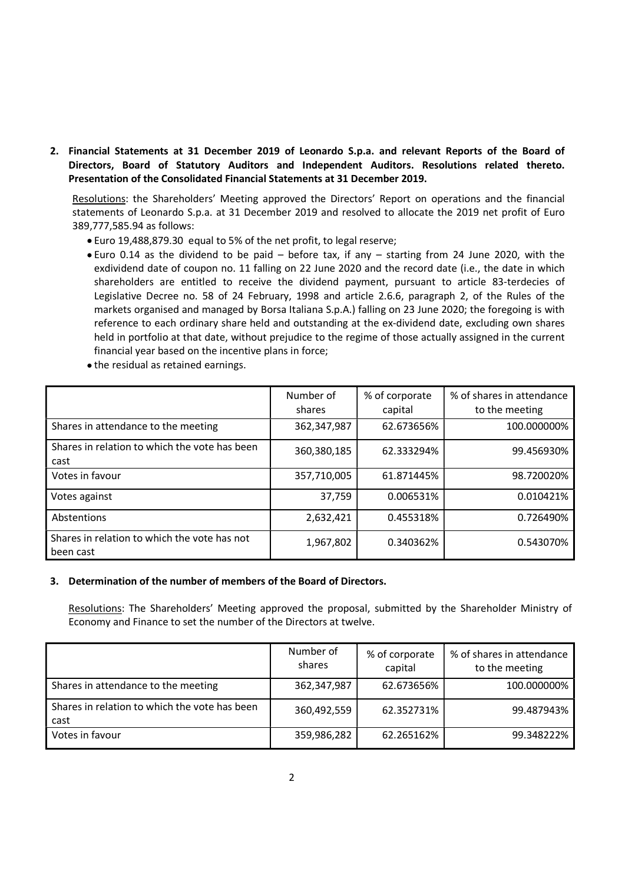**2. Financial Statements at 31 December 2019 of Leonardo S.p.a. and relevant Reports of the Board of Directors, Board of Statutory Auditors and Independent Auditors. Resolutions related thereto. Presentation of the Consolidated Financial Statements at 31 December 2019.**

Resolutions: the Shareholders' Meeting approved the Directors' Report on operations and the financial statements of Leonardo S.p.a. at 31 December 2019 and resolved to allocate the 2019 net profit of Euro 389,777,585.94 as follows:

- Euro 19,488,879.30 equal to 5% of the net profit, to legal reserve;
- Euro 0.14 as the dividend to be paid – before tax, if any – starting from 24 June 2020, with the exdividend date of coupon no. 11 falling on 22 June 2020 and the record date (i.e., the date in which shareholders are entitled to receive the dividend payment, pursuant to article 83-terdecies of Legislative Decree no. 58 of 24 February, 1998 and article 2.6.6, paragraph 2, of the Rules of the markets organised and managed by Borsa Italiana S.p.A.) falling on 23 June 2020; the foregoing is with reference to each ordinary share held and outstanding at the ex-dividend date, excluding own shares held in portfolio at that date, without prejudice to the regime of those actually assigned in the current financial year based on the incentive plans in force;
- the residual as retained earnings.

| | Number of shares | % of corporate capital | % of shares in attendance to the meeting |
|---|---|---|---|
| Shares in attendance to the meeting | 362,347,987 | 62.673656% | 100.000000% |
| Shares in relation to which the vote has been cast | 360,380,185 | 62.333294% | 99.456930% |
| Votes in favour | 357,710,005 | 61.871445% | 98.720020% |
| Votes against | 37,759 | 0.006531% | 0.010421% |
| Abstentions | 2,632,421 | 0.455318% | 0.726490% |
| Shares in relation to which the vote has not been cast | 1,967,802 | 0.340362% | 0.543070% |

**3. Determination of the number of members of the Board of Directors.**

Resolutions: The Shareholders' Meeting approved the proposal, submitted by the Shareholder Ministry of Economy and Finance to set the number of the Directors at twelve.

| | Number of shares | % of corporate capital | % of shares in attendance to the meeting |
|---|---|---|---|
| Shares in attendance to the meeting | 362,347,987 | 62.673656% | 100.000000% |
| Shares in relation to which the vote has been cast | 360,492,559 | 62.352731% | 99.487943% |
| Votes in favour | 359,986,282 | 62.265162% | 99.348222% |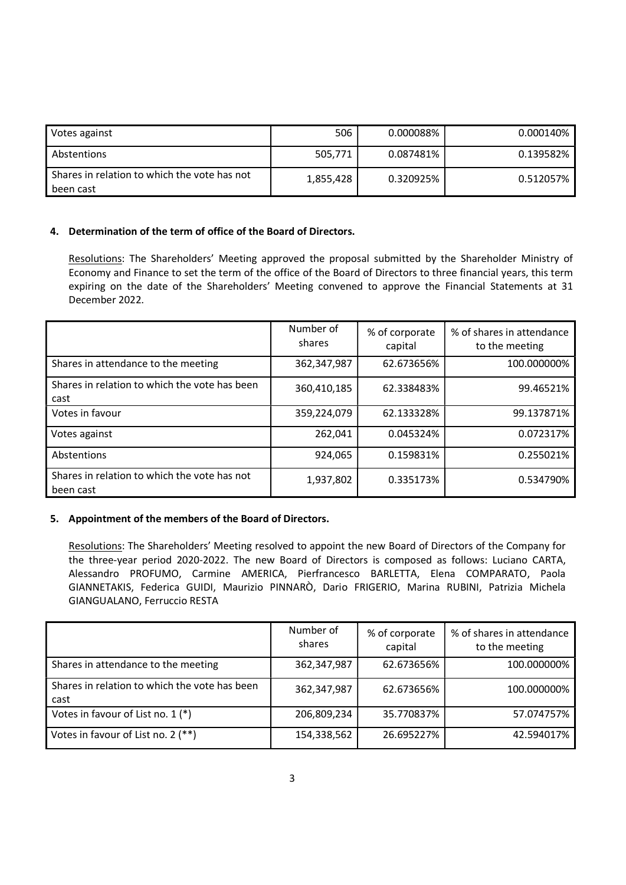| | | | |
|---|---|---|---|
| Votes against | 506 | 0.000088% | 0.000140% |
| Abstentions | 505,771 | 0.087481% | 0.139582% |
| Shares in relation to which the vote has not been cast | 1,855,428 | 0.320925% | 0.512057% |

**4. Determination of the term of office of the Board of Directors.**

Resolutions: The Shareholders' Meeting approved the proposal submitted by the Shareholder Ministry of Economy and Finance to set the term of the office of the Board of Directors to three financial years, this term expiring on the date of the Shareholders' Meeting convened to approve the Financial Statements at 31 December 2022.

| | Number of shares | % of corporate capital | % of shares in attendance to the meeting |
|---|---|---|---|
| Shares in attendance to the meeting | 362,347,987 | 62.673656% | 100.000000% |
| Shares in relation to which the vote has been cast | 360,410,185 | 62.338483% | 99.46521% |
| Votes in favour | 359,224,079 | 62.133328% | 99.137871% |
| Votes against | 262,041 | 0.045324% | 0.072317% |
| Abstentions | 924,065 | 0.159831% | 0.255021% |
| Shares in relation to which the vote has not been cast | 1,937,802 | 0.335173% | 0.534790% |

**5. Appointment of the members of the Board of Directors.**

Resolutions: The Shareholders' Meeting resolved to appoint the new Board of Directors of the Company for the three-year period 2020-2022. The new Board of Directors is composed as follows: Luciano CARTA, Alessandro PROFUMO, Carmine AMERICA, Pierfrancesco BARLETTA, Elena COMPARATO, Paola GIANNETAKIS, Federica GUIDI, Maurizio PINNARÒ, Dario FRIGERIO, Marina RUBINI, Patrizia Michela GIANGUALANO, Ferruccio RESTA

| | Number of shares | % of corporate capital | % of shares in attendance to the meeting |
|---|---|---|---|
| Shares in attendance to the meeting | 362,347,987 | 62.673656% | 100.000000% |
| Shares in relation to which the vote has been cast | 362,347,987 | 62.673656% | 100.000000% |
| Votes in favour of List no. 1 (*) | 206,809,234 | 35.770837% | 57.074757% |
| Votes in favour of List no. 2 (**) | 154,338,562 | 26.695227% | 42.594017% |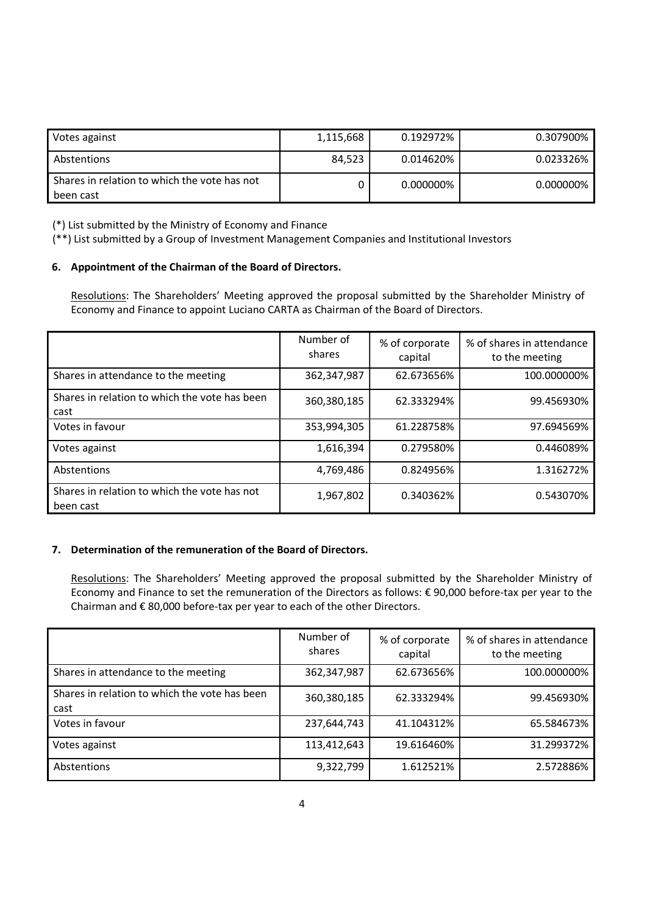| | | | |
|---|---|---|---|
| Votes against | 1,115,668 | 0.192972% | 0.307900% |
| Abstentions | 84,523 | 0.014620% | 0.023326% |
| Shares in relation to which the vote has not been cast | 0 | 0.000000% | 0.000000% |

(*) List submitted by the Ministry of Economy and Finance

(**) List submitted by a Group of Investment Management Companies and Institutional Investors

**6. Appointment of the Chairman of the Board of Directors.**

Resolutions: The Shareholders' Meeting approved the proposal submitted by the Shareholder Ministry of Economy and Finance to appoint Luciano CARTA as Chairman of the Board of Directors.

| | Number of shares | % of corporate capital | % of shares in attendance to the meeting |
|---|---|---|---|
| Shares in attendance to the meeting | 362,347,987 | 62.673656% | 100.000000% |
| Shares in relation to which the vote has been cast | 360,380,185 | 62.333294% | 99.456930% |
| Votes in favour | 353,994,305 | 61.228758% | 97.694569% |
| Votes against | 1,616,394 | 0.279580% | 0.446089% |
| Abstentions | 4,769,486 | 0.824956% | 1.316272% |
| Shares in relation to which the vote has not been cast | 1,967,802 | 0.340362% | 0.543070% |

**7. Determination of the remuneration of the Board of Directors.**

Resolutions: The Shareholders' Meeting approved the proposal submitted by the Shareholder Ministry of Economy and Finance to set the remuneration of the Directors as follows: € 90,000 before-tax per year to the Chairman and € 80,000 before-tax per year to each of the other Directors.

| | Number of shares | % of corporate capital | % of shares in attendance to the meeting |
|---|---|---|---|
| Shares in attendance to the meeting | 362,347,987 | 62.673656% | 100.000000% |
| Shares in relation to which the vote has been cast | 360,380,185 | 62.333294% | 99.456930% |
| Votes in favour | 237,644,743 | 41.104312% | 65.584673% |
| Votes against | 113,412,643 | 19.616460% | 31.299372% |
| Abstentions | 9,322,799 | 1.612521% | 2.572886% |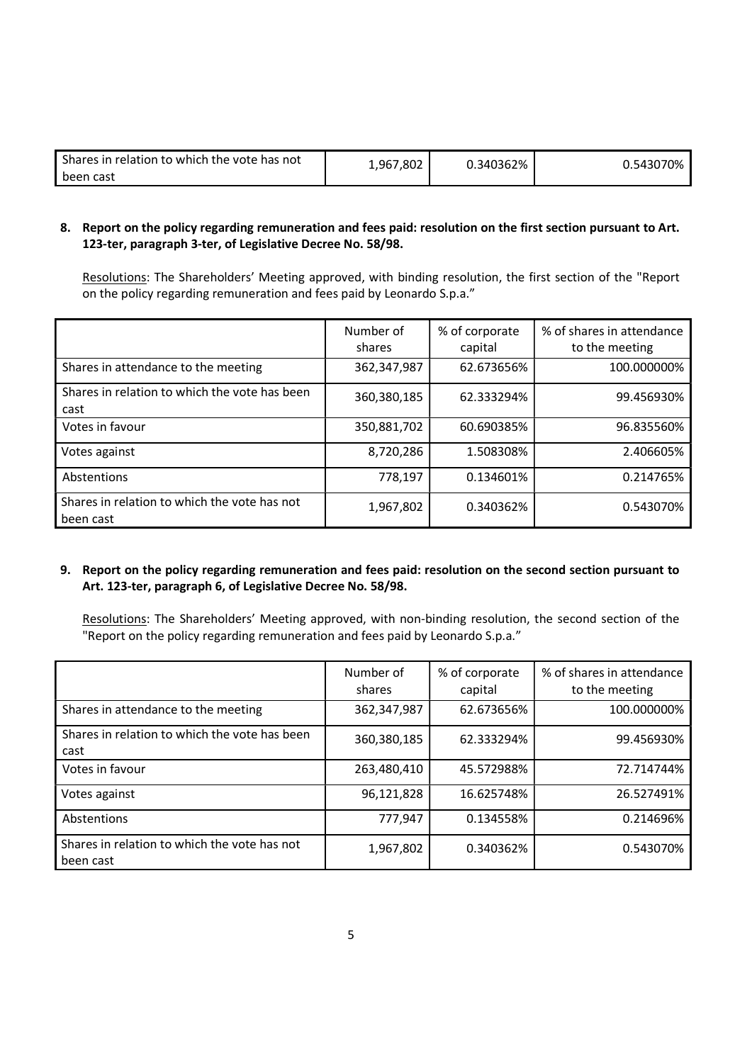| Shares in relation to which the vote has not been cast | 1,967,802 | 0.340362% | 0.543070% |
|---|---|---|---|

**8. Report on the policy regarding remuneration and fees paid: resolution on the first section pursuant to Art. 123-ter, paragraph 3-ter, of Legislative Decree No. 58/98.**

Resolutions: The Shareholders' Meeting approved, with binding resolution, the first section of the "Report on the policy regarding remuneration and fees paid by Leonardo S.p.a."

| | Number of shares | % of corporate capital | % of shares in attendance to the meeting |
|---|---|---|---|
| Shares in attendance to the meeting | 362,347,987 | 62.673656% | 100.000000% |
| Shares in relation to which the vote has been cast | 360,380,185 | 62.333294% | 99.456930% |
| Votes in favour | 350,881,702 | 60.690385% | 96.835560% |
| Votes against | 8,720,286 | 1.508308% | 2.406605% |
| Abstentions | 778,197 | 0.134601% | 0.214765% |
| Shares in relation to which the vote has not been cast | 1,967,802 | 0.340362% | 0.543070% |

**9. Report on the policy regarding remuneration and fees paid: resolution on the second section pursuant to Art. 123-ter, paragraph 6, of Legislative Decree No. 58/98.**

Resolutions: The Shareholders' Meeting approved, with non-binding resolution, the second section of the "Report on the policy regarding remuneration and fees paid by Leonardo S.p.a."

| | Number of shares | % of corporate capital | % of shares in attendance to the meeting |
|---|---|---|---|
| Shares in attendance to the meeting | 362,347,987 | 62.673656% | 100.000000% |
| Shares in relation to which the vote has been cast | 360,380,185 | 62.333294% | 99.456930% |
| Votes in favour | 263,480,410 | 45.572988% | 72.714744% |
| Votes against | 96,121,828 | 16.625748% | 26.527491% |
| Abstentions | 777,947 | 0.134558% | 0.214696% |
| Shares in relation to which the vote has not been cast | 1,967,802 | 0.340362% | 0.543070% |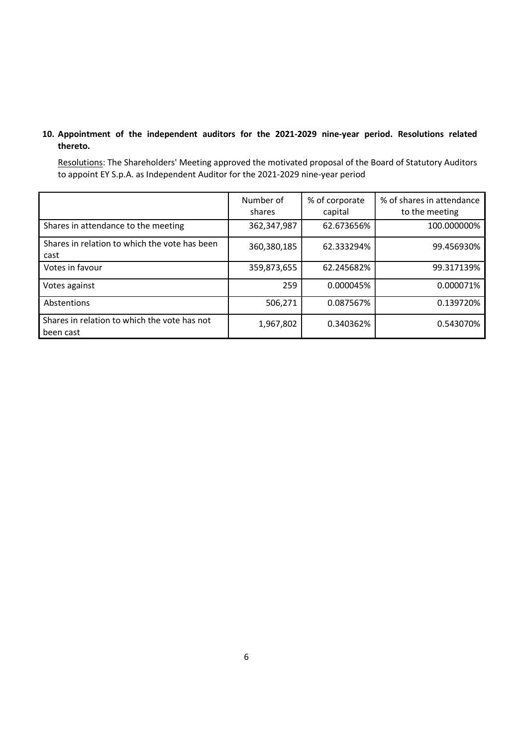10. **Appointment of the independent auditors for the 2021-2029 nine-year period. Resolutions related thereto.**

    Resolutions: The Shareholders' Meeting approved the motivated proposal of the Board of Statutory Auditors to appoint EY S.p.A. as Independent Auditor for the 2021-2029 nine-year period

| | Number of shares | % of corporate capital | % of shares in attendance to the meeting |
|---|---|---|---|
| Shares in attendance to the meeting | 362,347,987 | 62.673656% | 100.000000% |
| Shares in relation to which the vote has been cast | 360,380,185 | 62.333294% | 99.456930% |
| Votes in favour | 359,873,655 | 62.245682% | 99.317139% |
| Votes against | 259 | 0.000045% | 0.000071% |
| Abstentions | 506,271 | 0.087567% | 0.139720% |
| Shares in relation to which the vote has not been cast | 1,967,802 | 0.340362% | 0.543070% |